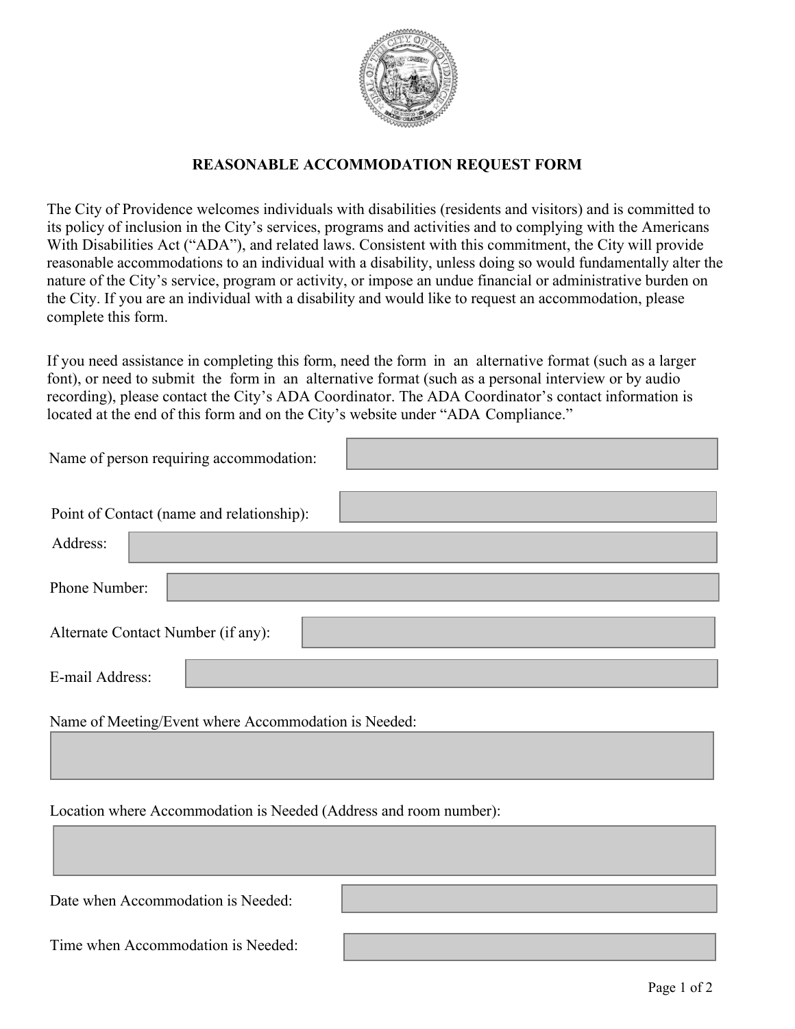# REASONABLE ACCOMMODATION REQUEST FORM

The City of Providence welcomes individuals with disabilities (residents and visitors) and is committed to its policy of inclusion in the City's services, programs and activities and to complying with the Americans With Disabilities Act ("ADA"), and related laws. Consistent with this commitment, the City will provide reasonable accommodations to an individual with a disability, unless doing so would fundamentally alter the nature of the City's service, program or activity, or impose an undue financial or administrative burden on the City. If you are an individual with a disability and would like to request an accommodation, please complete this form.

If you need assistance in completing this form, need the form in an alternative format (such as a larger font), or need to submit the form in an alternative format (such as a personal interview or by audio recording), please contact the City's ADA Coordinator. The ADA Coordinator's contact information is located at the end of this form and on the City's website under "ADA Compliance."

Name of person requiring accommodation:

Point of Contact (name and relationship):

Address:

Phone Number:

Alternate Contact Number (if any):

E-mail Address:

Name of Meeting/Event where Accommodation is Needed:

Location where Accommodation is Needed (Address and room number):

Date when Accommodation is Needed:

Time when Accommodation is Needed: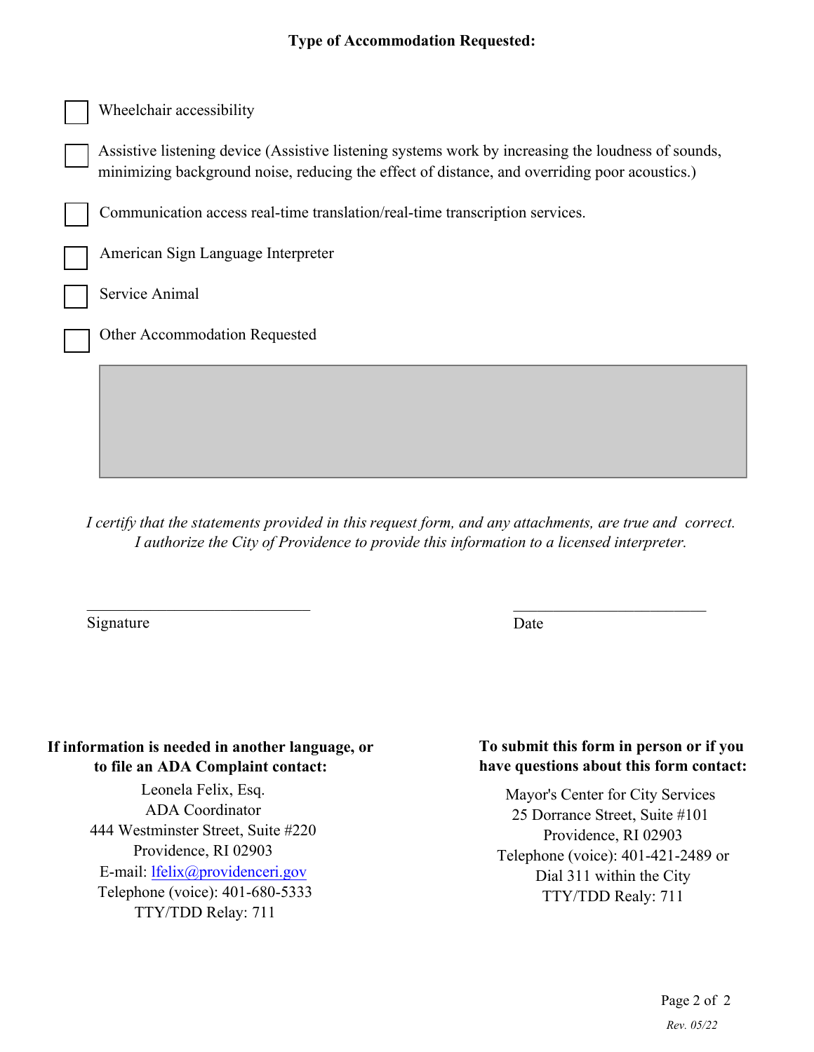## Type of Accommodation Requested:

- [ ] Wheelchair accessibility
- [ ] Assistive listening device (Assistive listening systems work by increasing the loudness of sounds, minimizing background noise, reducing the effect of distance, and overriding poor acoustics.)
- [ ] Communication access real-time translation/real-time transcription services.
- [ ] American Sign Language Interpreter
- [ ] Service Animal
- [ ] Other Accommodation Requested

*I certify that the statements provided in this request form, and any attachments, are true and correct. I authorize the City of Providence to provide this information to a licensed interpreter.*

\_\_\_\_\_\_\_\_\_\_\_\_\_\_\_\_\_\_\_\_\_\_\_\_\_\_\_\_
Signature

\_\_\_\_\_\_\_\_\_\_\_\_\_\_\_\_\_\_\_\_\_\_\_\_\_\_\_\_
Date

**If information is needed in another language, or to file an ADA Complaint contact:**

Leonela Felix, Esq.
ADA Coordinator
444 Westminster Street, Suite #220
Providence, RI 02903
E-mail: lfelix@providenceri.gov
Telephone (voice): 401-680-5333
TTY/TDD Relay: 711

**To submit this form in person or if you have questions about this form contact:**

Mayor's Center for City Services
25 Dorrance Street, Suite #101
Providence, RI 02903
Telephone (voice): 401-421-2489 or
Dial 311 within the City
TTY/TDD Realy: 711

*Rev. 05/22*